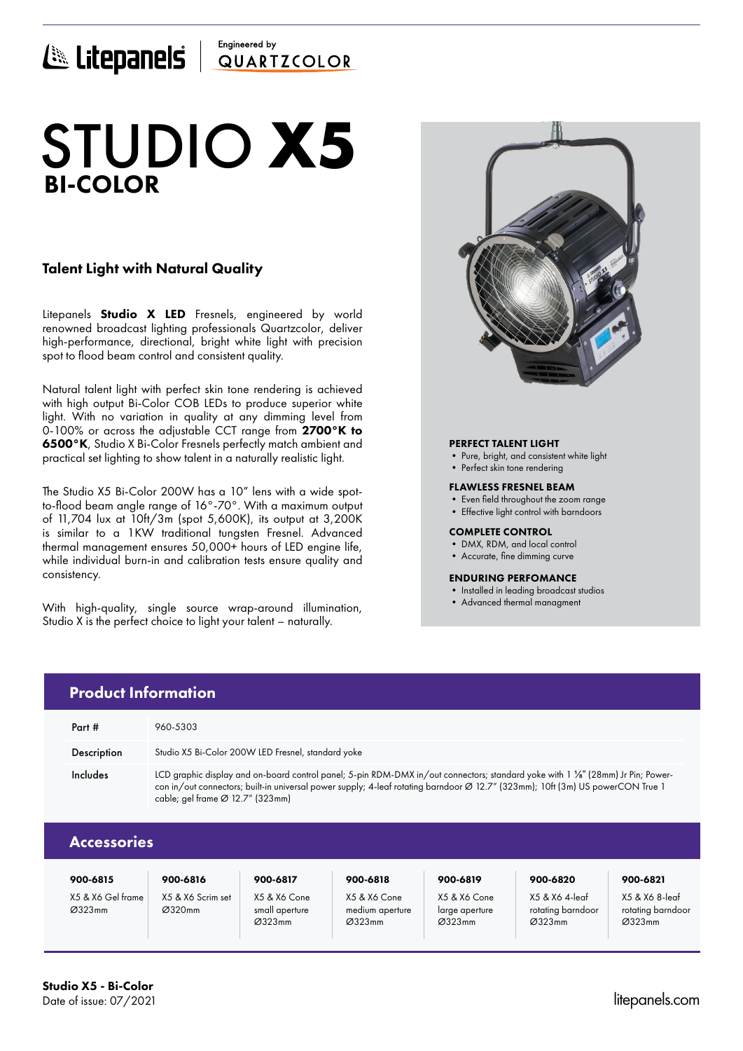Litepanels | Engineered by QUARTZCOLOR

# STUDIO X5
## BI-COLOR

### Talent Light with Natural Quality

Litepanels **Studio X LED** Fresnels, engineered by world renowned broadcast lighting professionals Quartzcolor, deliver high-performance, directional, bright white light with precision spot to flood beam control and consistent quality.

Natural talent light with perfect skin tone rendering is achieved with high output Bi-Color COB LEDs to produce superior white light. With no variation in quality at any dimming level from 0-100% or across the adjustable CCT range from **2700°K to 6500°K**, Studio X Bi-Color Fresnels perfectly match ambient and practical set lighting to show talent in a naturally realistic light.

The Studio X5 Bi-Color 200W has a 10" lens with a wide spot-to-flood beam angle range of 16°-70°. With a maximum output of 11,704 lux at 10ft/3m (spot 5,600K), its output at 3,200K is similar to a 1KW traditional tungsten Fresnel. Advanced thermal management ensures 50,000+ hours of LED engine life, while individual burn-in and calibration tests ensure quality and consistency.

With high-quality, single source wrap-around illumination, Studio X is the perfect choice to light your talent – naturally.

**PERFECT TALENT LIGHT**
- Pure, bright, and consistent white light
- Perfect skin tone rendering

**FLAWLESS FRESNEL BEAM**
- Even field throughout the zoom range
- Effective light control with barndoors

**COMPLETE CONTROL**
- DMX, RDM, and local control
- Accurate, fine dimming curve

**ENDURING PERFOMANCE**
- Installed in leading broadcast studios
- Advanced thermal managment

## Product Information

| | |
|---|---|
| Part # | 960-5303 |
| Description | Studio X5 Bi-Color 200W LED Fresnel, standard yoke |
| Includes | LCD graphic display and on-board control panel; 5-pin RDM-DMX in/out connectors; standard yoke with 1 ⅛" (28mm) Jr Pin; Power-con in/out connectors; built-in universal power supply; 4-leaf rotating barndoor Ø 12.7" (323mm); 10ft (3m) US powerCON True 1 cable; gel frame Ø 12.7" (323mm) |

## Accessories

| 900-6815 | 900-6816 | 900-6817 | 900-6818 | 900-6819 | 900-6820 | 900-6821 |
|---|---|---|---|---|---|---|
| X5 & X6 Gel frame Ø323mm | X5 & X6 Scrim set Ø320mm | X5 & X6 Cone small aperture Ø323mm | X5 & X6 Cone medium aperture Ø323mm | X5 & X6 Cone large aperture Ø323mm | X5 & X6 4-leaf rotating barndoor Ø323mm | X5 & X6 8-leaf rotating barndoor Ø323mm |

**Studio X5 - Bi-Color**
Date of issue: 07/2021

litepanels.com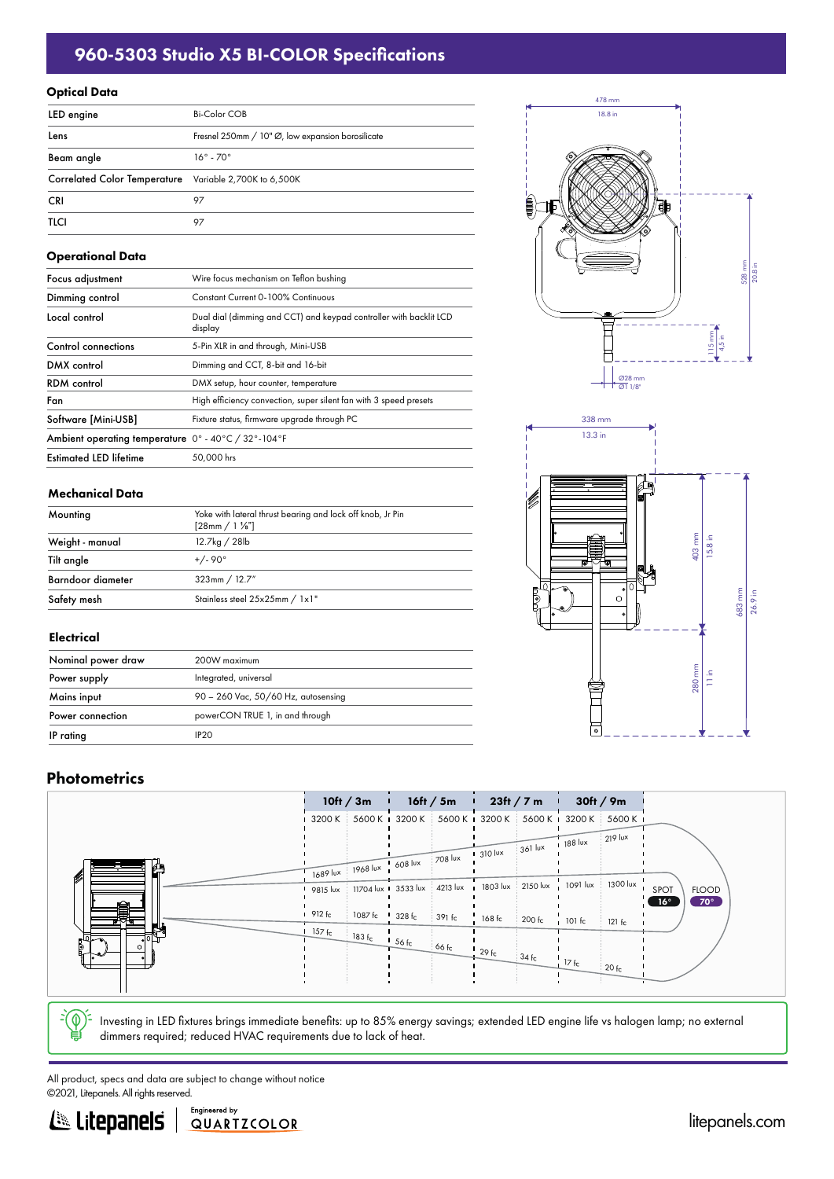# 960-5303 Studio X5 BI-COLOR Specifications

## Optical Data

| | |
|---|---|
| LED engine | Bi-Color COB |
| Lens | Fresnel 250mm / 10" Ø, low expansion borosilicate |
| Beam angle | 16° - 70° |
| Correlated Color Temperature | Variable 2,700K to 6,500K |
| CRI | 97 |
| TLCI | 97 |

## Operational Data

| | |
|---|---|
| Focus adjustment | Wire focus mechanism on Teflon bushing |
| Dimming control | Constant Current 0-100% Continuous |
| Local control | Dual dial (dimming and CCT) and keypad controller with backlit LCD display |
| Control connections | 5-Pin XLR in and through, Mini-USB |
| DMX control | Dimming and CCT, 8-bit and 16-bit |
| RDM control | DMX setup, hour counter, temperature |
| Fan | High efficiency convection, super silent fan with 3 speed presets |
| Software [Mini-USB] | Fixture status, firmware upgrade through PC |
| Ambient operating temperature | 0° - 40°C / 32°-104°F |
| Estimated LED lifetime | 50,000 hrs |

## Mechanical Data

| | |
|---|---|
| Mounting | Yoke with lateral thrust bearing and lock off knob, Jr Pin [28mm / 1 ⅛"] |
| Weight - manual | 12.7kg / 28lb |
| Tilt angle | +/- 90° |
| Barndoor diameter | 323mm / 12.7" |
| Safety mesh | Stainless steel 25x25mm / 1x1" |

## Electrical

| | |
|---|---|
| Nominal power draw | 200W maximum |
| Power supply | Integrated, universal |
| Mains input | 90 – 260 Vac, 50/60 Hz, autosensing |
| Power connection | powerCON TRUE 1, in and through |
| IP rating | IP20 |

478 mm
18.8 in
528 mm
20.8 in
115 mm
4.5 in
Ø28 mm
Ø1 1/8"

338 mm
13.3 in
403 mm
15.8 in
683 mm
26.9 in
280 mm
11 in

## Photometrics

10ft / 3m — 3200 K: 1689 lux, 9815 lux, 912 fc, 157 fc; 5600 K: 1968 lux, 11704 lux, 1087 fc, 183 fc

16ft / 5m — 3200 K: 608 lux, 3533 lux, 328 fc, 56 fc; 5600 K: 708 lux, 4213 lux, 391 fc, 66 fc

23ft / 7 m — 3200 K: 310 lux, 1803 lux, 168 fc, 29 fc; 5600 K: 361 lux, 2150 lux, 200 fc, 34 fc

30ft / 9m — 3200 K: 188 lux, 1091 lux, 101 fc, 17 fc; 5600 K: 219 lux, 1300 lux, 121 fc, 20 fc

SPOT 16°
FLOOD 70°

Investing in LED fixtures brings immediate benefits: up to 85% energy savings; extended LED engine life vs halogen lamp; no external dimmers required; reduced HVAC requirements due to lack of heat.

All product, specs and data are subject to change without notice
©2021, Litepanels. All rights reserved.

Litepanels | Engineered by QUARTZCOLOR

litepanels.com